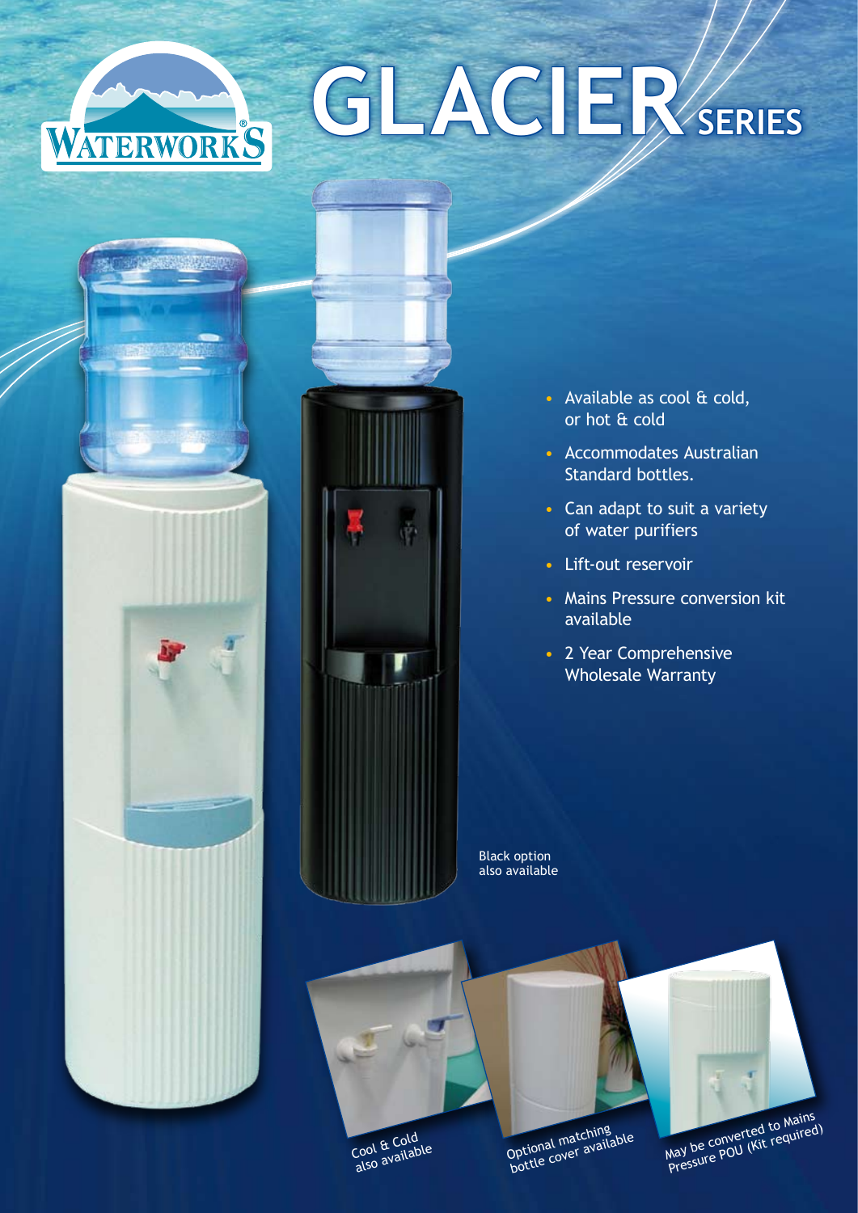WATERWORKS®

# GLACIER SERIES

- Available as cool & cold, or hot & cold
- Accommodates Australian Standard bottles.
- Can adapt to suit a variety of water purifiers
- Lift-out reservoir
- Mains Pressure conversion kit available
- 2 Year Comprehensive Wholesale Warranty

Black option also available

Cool & Cold also available

Optional matching bottle cover available

May be converted to Mains Pressure POU (Kit required)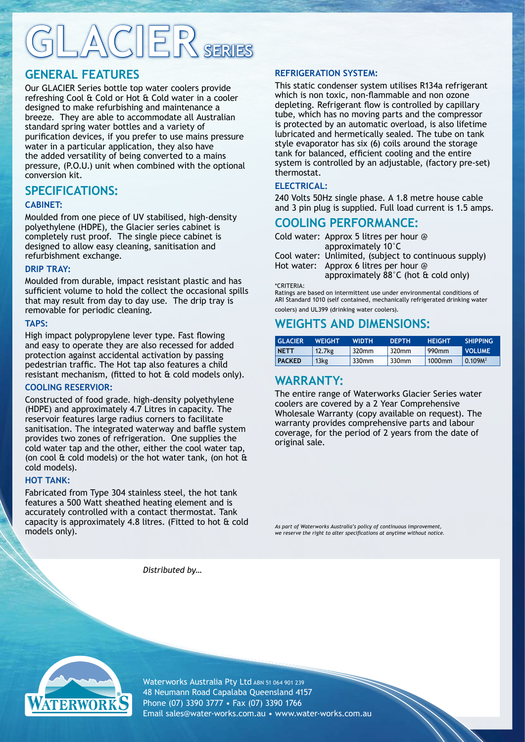# GLACIER SERIES

## GENERAL FEATURES

Our GLACIER Series bottle top water coolers provide refreshing Cool & Cold or Hot & Cold water in a cooler designed to make refurbishing and maintenance a breeze. They are able to accommodate all Australian standard spring water bottles and a variety of purification devices, if you prefer to use mains pressure water in a particular application, they also have the added versatility of being converted to a mains pressure, (P.O.U.) unit when combined with the optional conversion kit.

## SPECIFICATIONS:

### CABINET:

Moulded from one piece of UV stabilised, high-density polyethylene (HDPE), the Glacier series cabinet is completely rust proof. The single piece cabinet is designed to allow easy cleaning, sanitisation and refurbishment exchange.

### DRIP TRAY:

Moulded from durable, impact resistant plastic and has sufficient volume to hold the collect the occasional spills that may result from day to day use. The drip tray is removable for periodic cleaning.

### TAPS:

High impact polypropylene lever type. Fast flowing and easy to operate they are also recessed for added protection against accidental activation by passing pedestrian traffic. The Hot tap also features a child resistant mechanism, (fitted to hot & cold models only).

### COOLING RESERVIOR:

Constructed of food grade. high-density polyethylene (HDPE) and approximately 4.7 Litres in capacity. The reservoir features large radius corners to facilitate sanitisation. The integrated waterway and baffle system provides two zones of refrigeration. One supplies the cold water tap and the other, either the cool water tap, (on cool & cold models) or the hot water tank, (on hot & cold models).

### HOT TANK:

Fabricated from Type 304 stainless steel, the hot tank features a 500 Watt sheathed heating element and is accurately controlled with a contact thermostat. Tank capacity is approximately 4.8 litres. (Fitted to hot & cold models only).

### REFRIGERATION SYSTEM:

This static condenser system utilises R134a refrigerant which is non toxic, non-flammable and non ozone depleting. Refrigerant flow is controlled by capillary tube, which has no moving parts and the compressor is protected by an automatic overload, is also lifetime lubricated and hermetically sealed. The tube on tank style evaporator has six (6) coils around the storage tank for balanced, efficient cooling and the entire system is controlled by an adjustable, (factory pre-set) thermostat.

### ELECTRICAL:

240 Volts 50Hz single phase. A 1.8 metre house cable and 3 pin plug is supplied. Full load current is 1.5 amps.

## COOLING PERFORMANCE:

Cold water: Approx 5 litres per hour @ approximately 10°C
Cool water: Unlimited, (subject to continuous supply)
Hot water: Approx 6 litres per hour @ approximately 88°C (hot & cold only)

*CRITERIA:
Ratings are based on intermittent use under environmental conditions of ARI Standard 1010 (self contained, mechanically refrigerated drinking water coolers) and UL399 (drinking water coolers).

## WEIGHTS AND DIMENSIONS:

| GLACIER | WEIGHT | WIDTH | DEPTH | HEIGHT | SHIPPING VOLUME |
|---|---|---|---|---|---|
| NETT | 12.7kg | 320mm | 320mm | 990mm | |
| PACKED | 13kg | 330mm | 330mm | 1000mm | $0.109M^2$ |

## WARRANTY:

The entire range of Waterworks Glacier Series water coolers are covered by a 2 Year Comprehensive Wholesale Warranty (copy available on request). The warranty provides comprehensive parts and labour coverage, for the period of 2 years from the date of original sale.

*As part of Waterworks Australia's policy of continuous improvement, we reserve the right to alter specifications at anytime without notice.*

*Distributed by…*

WATERWORKS

Waterworks Australia Pty Ltd ABN 51 064 901 239
48 Neumann Road Capalaba Queensland 4157
Phone (07) 3390 3777 • Fax (07) 3390 1766
Email sales@water-works.com.au • www.water-works.com.au